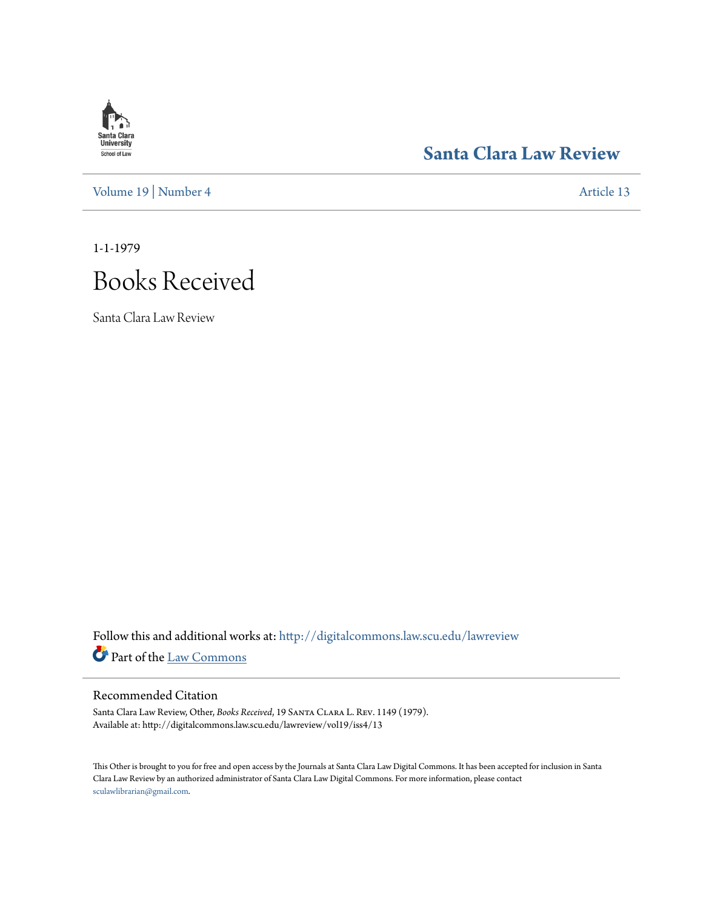Santa Clara University School of Law

# Santa Clara Law Review

Volume 19 | Number 4 Article 13

1-1-1979

# Books Received

Santa Clara Law Review

Follow this and additional works at: http://digitalcommons.law.scu.edu/lawreview

Part of the Law Commons

## Recommended Citation

Santa Clara Law Review, Other, *Books Received*, 19 Santa Clara L. Rev. 1149 (1979).
Available at: http://digitalcommons.law.scu.edu/lawreview/vol19/iss4/13

This Other is brought to you for free and open access by the Journals at Santa Clara Law Digital Commons. It has been accepted for inclusion in Santa Clara Law Review by an authorized administrator of Santa Clara Law Digital Commons. For more information, please contact sculawlibrarian@gmail.com.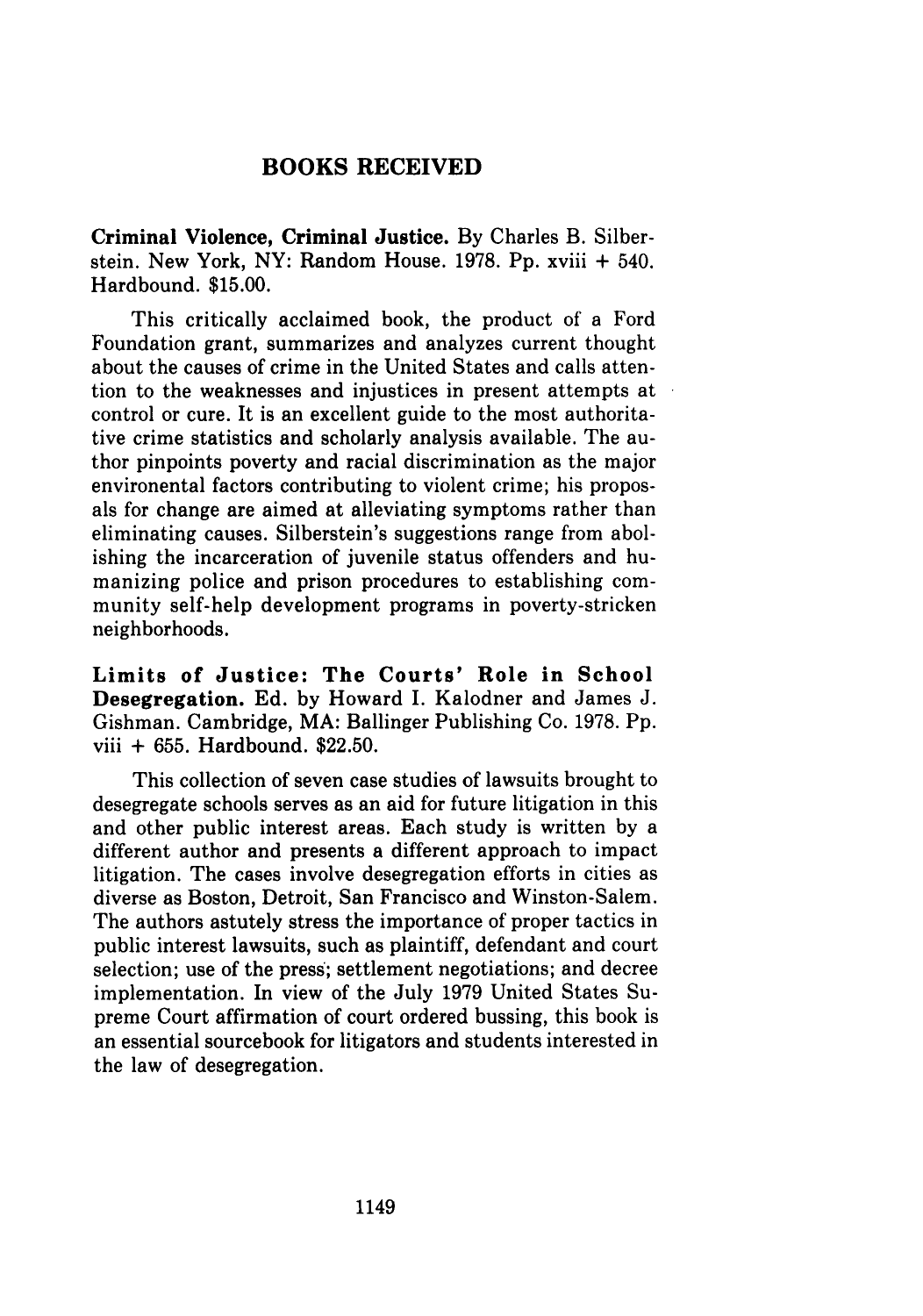## BOOKS RECEIVED

**Criminal Violence, Criminal Justice.** By Charles B. Silberstein. New York, NY: Random House. 1978. Pp. xviii + 540. Hardbound. $15.00.

This critically acclaimed book, the product of a Ford Foundation grant, summarizes and analyzes current thought about the causes of crime in the United States and calls attention to the weaknesses and injustices in present attempts at control or cure. It is an excellent guide to the most authoritative crime statistics and scholarly analysis available. The author pinpoints poverty and racial discrimination as the major environental factors contributing to violent crime; his proposals for change are aimed at alleviating symptoms rather than eliminating causes. Silberstein's suggestions range from abolishing the incarceration of juvenile status offenders and humanizing police and prison procedures to establishing community self-help development programs in poverty-stricken neighborhoods.

**Limits of Justice: The Courts' Role in School Desegregation.** Ed. by Howard I. Kalodner and James J. Gishman. Cambridge, MA: Ballinger Publishing Co. 1978. Pp. viii + 655. Hardbound. $22.50.

This collection of seven case studies of lawsuits brought to desegregate schools serves as an aid for future litigation in this and other public interest areas. Each study is written by a different author and presents a different approach to impact litigation. The cases involve desegregation efforts in cities as diverse as Boston, Detroit, San Francisco and Winston-Salem. The authors astutely stress the importance of proper tactics in public interest lawsuits, such as plaintiff, defendant and court selection; use of the press; settlement negotiations; and decree implementation. In view of the July 1979 United States Supreme Court affirmation of court ordered bussing, this book is an essential sourcebook for litigators and students interested in the law of desegregation.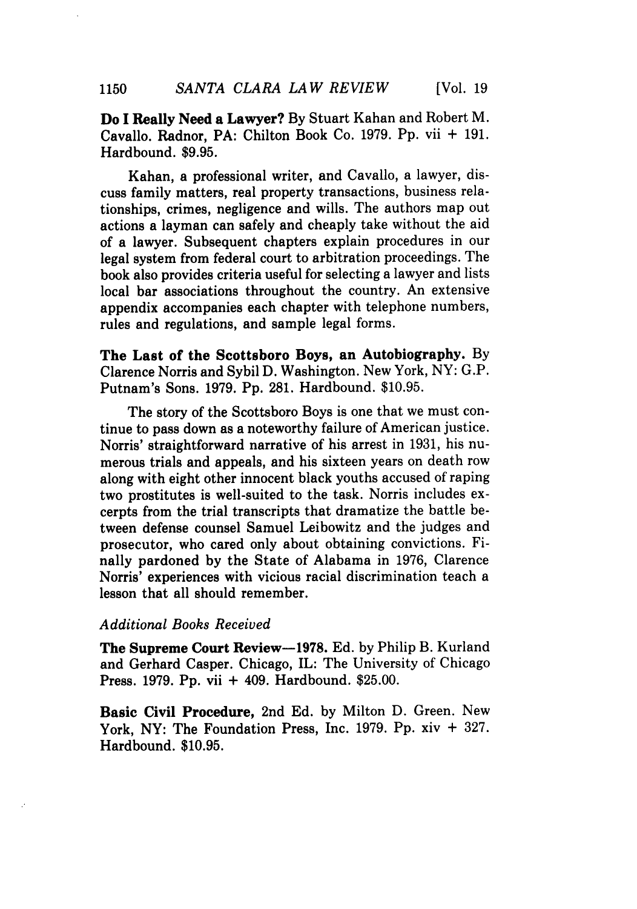**Do I Really Need a Lawyer?** By Stuart Kahan and Robert M. Cavallo. Radnor, PA: Chilton Book Co. 1979. Pp. vii + 191. Hardbound. $9.95.

Kahan, a professional writer, and Cavallo, a lawyer, discuss family matters, real property transactions, business relationships, crimes, negligence and wills. The authors map out actions a layman can safely and cheaply take without the aid of a lawyer. Subsequent chapters explain procedures in our legal system from federal court to arbitration proceedings. The book also provides criteria useful for selecting a lawyer and lists local bar associations throughout the country. An extensive appendix accompanies each chapter with telephone numbers, rules and regulations, and sample legal forms.

**The Last of the Scottsboro Boys, an Autobiography.** By Clarence Norris and Sybil D. Washington. New York, NY: G.P. Putnam's Sons. 1979. Pp. 281. Hardbound. $10.95.

The story of the Scottsboro Boys is one that we must continue to pass down as a noteworthy failure of American justice. Norris' straightforward narrative of his arrest in 1931, his numerous trials and appeals, and his sixteen years on death row along with eight other innocent black youths accused of raping two prostitutes is well-suited to the task. Norris includes excerpts from the trial transcripts that dramatize the battle between defense counsel Samuel Leibowitz and the judges and prosecutor, who cared only about obtaining convictions. Finally pardoned by the State of Alabama in 1976, Clarence Norris' experiences with vicious racial discrimination teach a lesson that all should remember.

*Additional Books Received*

**The Supreme Court Review—1978.** Ed. by Philip B. Kurland and Gerhard Casper. Chicago, IL: The University of Chicago Press. 1979. Pp. vii + 409. Hardbound. $25.00.

**Basic Civil Procedure,** 2nd Ed. by Milton D. Green. New York, NY: The Foundation Press, Inc. 1979. Pp. xiv + 327. Hardbound. $10.95.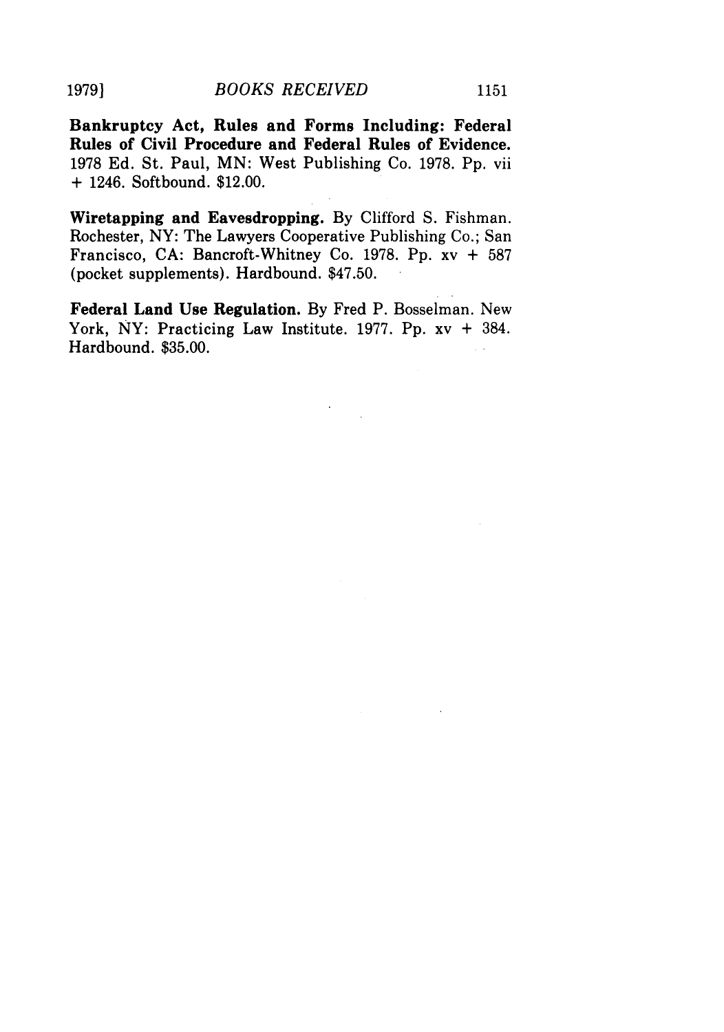**Bankruptcy Act, Rules and Forms Including: Federal Rules of Civil Procedure and Federal Rules of Evidence.** 1978 Ed. St. Paul, MN: West Publishing Co. 1978. Pp. vii + 1246. Softbound. $12.00.

**Wiretapping and Eavesdropping.** By Clifford S. Fishman. Rochester, NY: The Lawyers Cooperative Publishing Co.; San Francisco, CA: Bancroft-Whitney Co. 1978. Pp. xv + 587 (pocket supplements). Hardbound. $47.50.

**Federal Land Use Regulation.** By Fred P. Bosselman. New York, NY: Practicing Law Institute. 1977. Pp. xv + 384. Hardbound. $35.00.